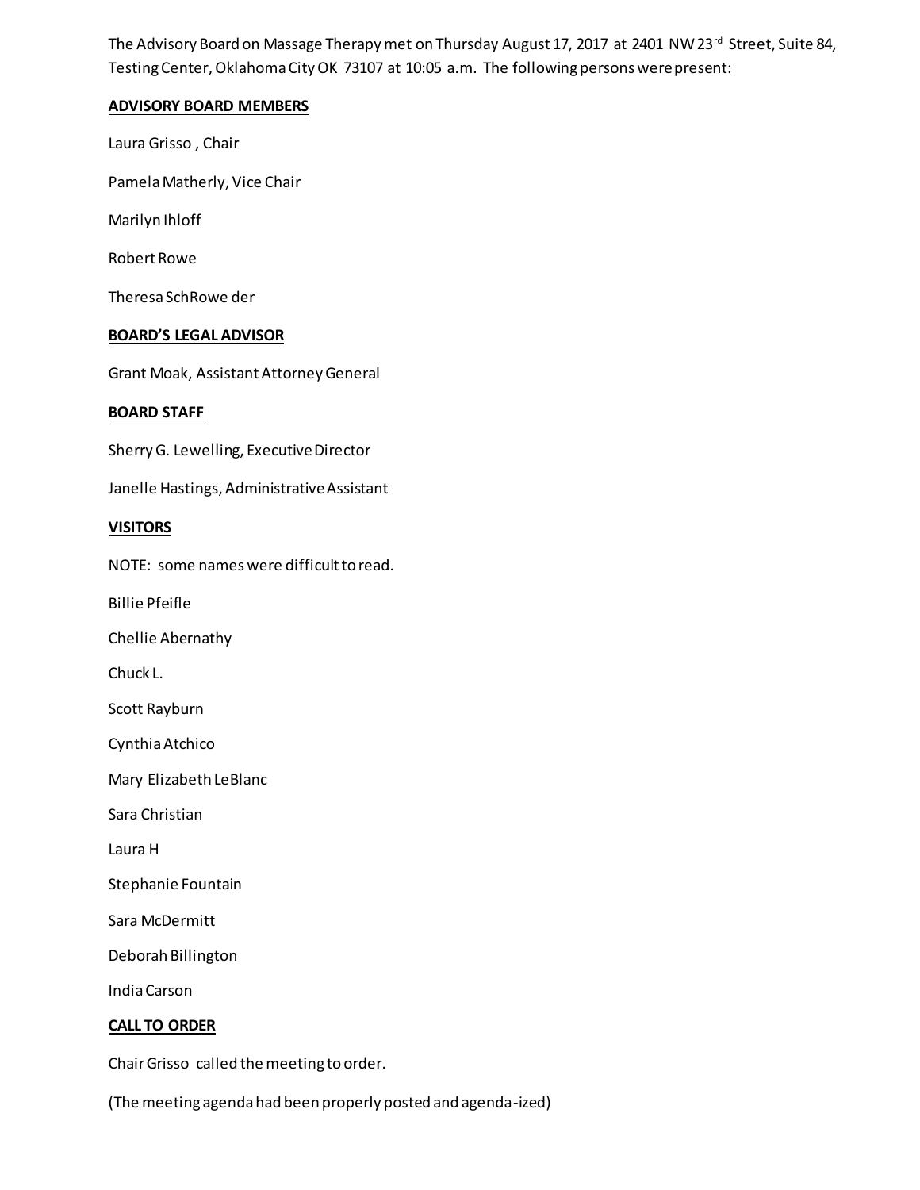The Advisory Board on Massage Therapy met on Thursday August 17, 2017 at 2401 NW 23rd Street, Suite 84, Testing Center, Oklahoma City OK 73107 at 10:05 a.m. The following persons were present:

**ADVISORY BOARD MEMBERS**

Laura Grisso , Chair

Pamela Matherly, Vice Chair

Marilyn Ihloff

Robert Rowe

Theresa SchRowe der

**BOARD'S LEGAL ADVISOR**

Grant Moak, Assistant Attorney General

**BOARD STAFF**

Sherry G. Lewelling, Executive Director

Janelle Hastings, Administrative Assistant

**VISITORS**

NOTE: some names were difficult to read.

Billie Pfeifle

Chellie Abernathy

Chuck L.

Scott Rayburn

Cynthia Atchico

Mary Elizabeth LeBlanc

Sara Christian

Laura H

Stephanie Fountain

Sara McDermitt

Deborah Billington

India Carson

**CALL TO ORDER**

Chair Grisso called the meeting to order.

(The meeting agenda had been properly posted and agenda-ized)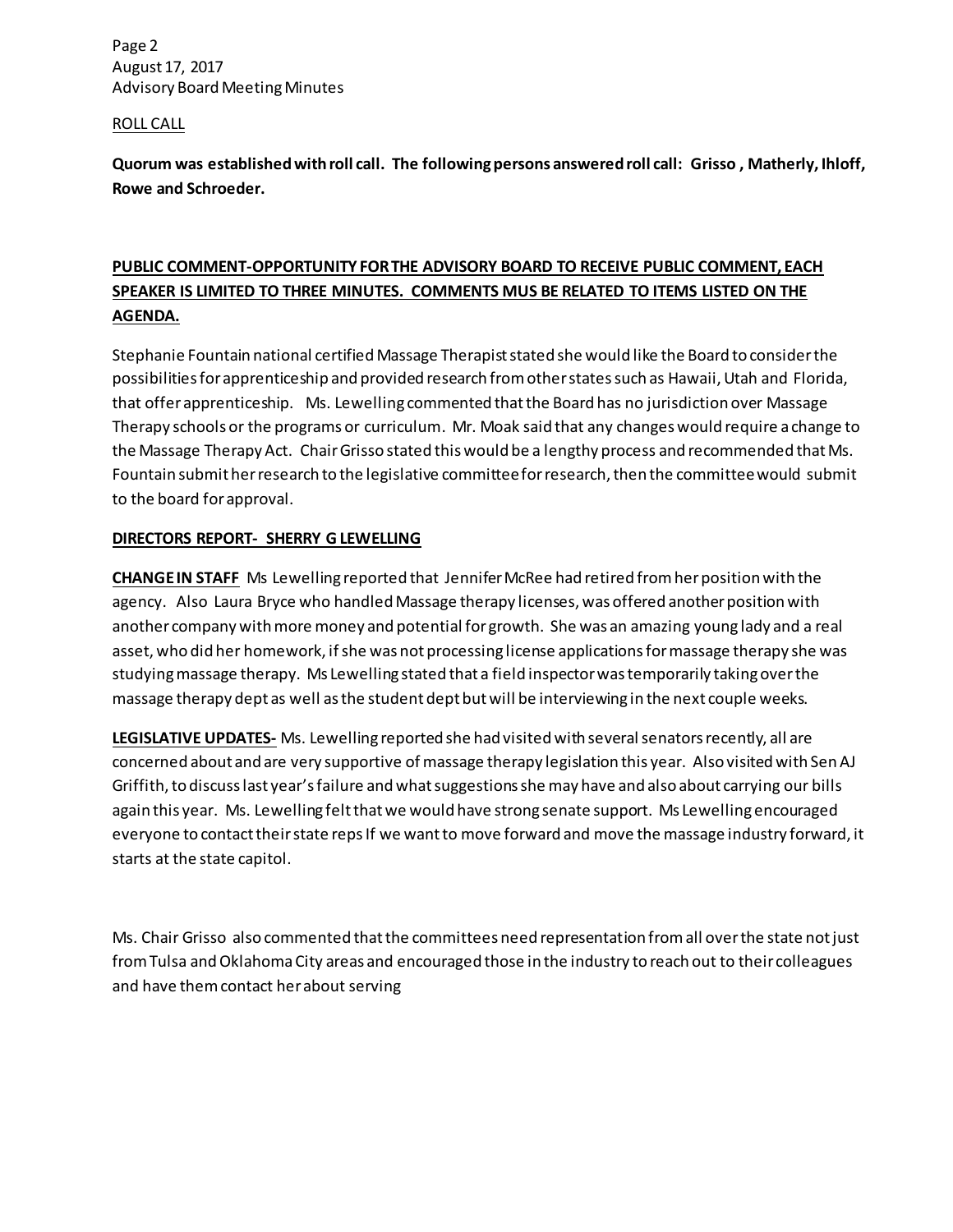ROLL CALL

**Quorum was established with roll call. The following persons answered roll call: Grisso , Matherly, Ihloff, Rowe and Schroeder.**

**PUBLIC COMMENT-OPPORTUNITY FOR THE ADVISORY BOARD TO RECEIVE PUBLIC COMMENT, EACH SPEAKER IS LIMITED TO THREE MINUTES. COMMENTS MUS BE RELATED TO ITEMS LISTED ON THE AGENDA.**

Stephanie Fountain national certified Massage Therapist stated she would like the Board to consider the possibilities for apprenticeship and provided research from other states such as Hawaii, Utah and Florida, that offer apprenticeship. Ms. Lewelling commented that the Board has no jurisdiction over Massage Therapy schools or the programs or curriculum. Mr. Moak said that any changes would require a change to the Massage Therapy Act. Chair Grisso stated this would be a lengthy process and recommended that Ms. Fountain submit her research to the legislative committee for research, then the committee would submit to the board for approval.

**DIRECTORS REPORT- SHERRY G LEWELLING**

**CHANGE IN STAFF** Ms Lewelling reported that Jennifer McRee had retired from her position with the agency. Also Laura Bryce who handled Massage therapy licenses, was offered another position with another company with more money and potential for growth. She was an amazing young lady and a real asset, who did her homework, if she was not processing license applications for massage therapy she was studying massage therapy. Ms Lewelling stated that a field inspector was temporarily taking over the massage therapy dept as well as the student dept but will be interviewing in the next couple weeks.

**LEGISLATIVE UPDATES-** Ms. Lewelling reported she had visited with several senators recently, all are concerned about and are very supportive of massage therapy legislation this year. Also visited with Sen AJ Griffith, to discuss last year's failure and what suggestions she may have and also about carrying our bills again this year. Ms. Lewelling felt that we would have strong senate support. Ms Lewelling encouraged everyone to contact their state reps If we want to move forward and move the massage industry forward, it starts at the state capitol.

Ms. Chair Grisso also commented that the committees need representation from all over the state not just from Tulsa and Oklahoma City areas and encouraged those in the industry to reach out to their colleagues and have them contact her about serving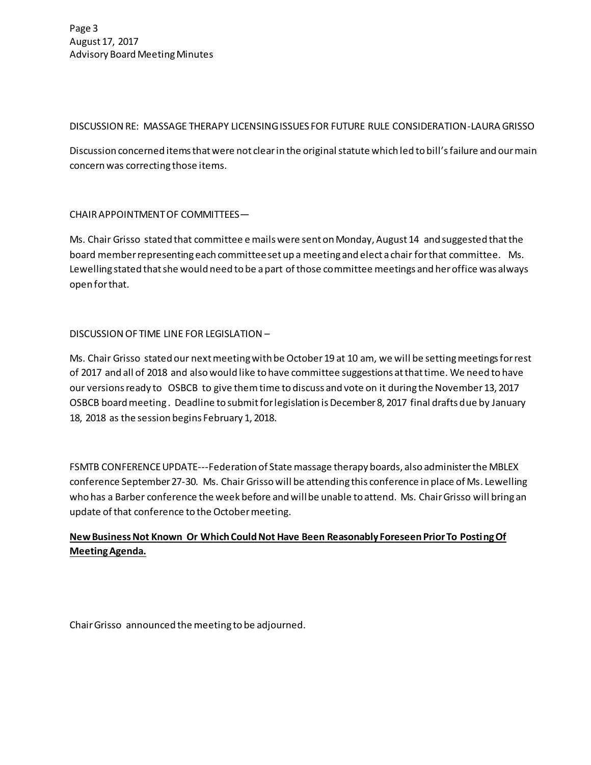DISCUSSION RE: MASSAGE THERAPY LICENSING ISSUES FOR FUTURE RULE CONSIDERATION-LAURA GRISSO

Discussion concerned items that were not clear in the original statute which led to bill's failure and our main concern was correcting those items.

CHAIR APPOINTMENT OF COMMITTEES—

Ms. Chair Grisso stated that committee e mails were sent on Monday, August 14 and suggested that the board member representing each committee set up a meeting and elect a chair for that committee. Ms. Lewelling stated that she would need to be a part of those committee meetings and her office was always open for that.

DISCUSSION OF TIME LINE FOR LEGISLATION –

Ms. Chair Grisso stated our next meeting with be October 19 at 10 am, we will be setting meetings for rest of 2017 and all of 2018 and also would like to have committee suggestions at that time. We need to have our versions ready to OSBCB to give them time to discuss and vote on it during the November 13, 2017 OSBCB board meeting. Deadline to submit for legislation is December 8, 2017 final drafts due by January 18, 2018 as the session begins February 1, 2018.

FSMTB CONFERENCE UPDATE---Federation of State massage therapy boards, also administer the MBLEX conference September 27-30. Ms. Chair Grisso will be attending this conference in place of Ms. Lewelling who has a Barber conference the week before and will be unable to attend. Ms. Chair Grisso will bring an update of that conference to the October meeting.

**<u>New Business Not Known Or Which Could Not Have Been Reasonably Foreseen Prior To Posting Of Meeting Agenda.</u>**

Chair Grisso announced the meeting to be adjourned.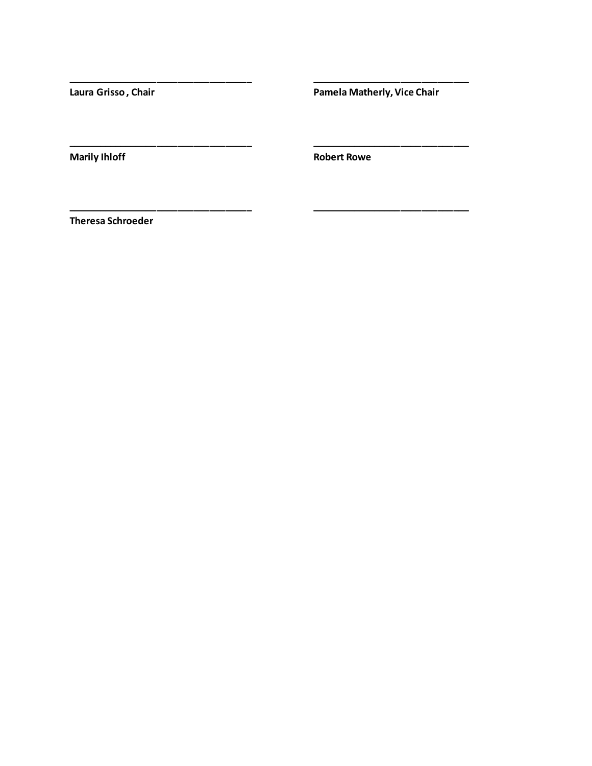\_\_\_\_\_\_\_\_\_\_\_\_\_\_\_\_\_\_\_\_\_\_\_\_\_\_\_\_\_\_\_\_\_
**Laura Grisso , Chair**

\_\_\_\_\_\_\_\_\_\_\_\_\_\_\_\_\_\_\_\_\_\_\_\_\_\_\_\_\_\_\_\_\_
**Pamela Matherly, Vice Chair**

\_\_\_\_\_\_\_\_\_\_\_\_\_\_\_\_\_\_\_\_\_\_\_\_\_\_\_\_\_\_\_\_\_
**Marily Ihloff**

\_\_\_\_\_\_\_\_\_\_\_\_\_\_\_\_\_\_\_\_\_\_\_\_\_\_\_\_\_\_\_\_\_
**Robert Rowe**

\_\_\_\_\_\_\_\_\_\_\_\_\_\_\_\_\_\_\_\_\_\_\_\_\_\_\_\_\_\_\_\_\_
**Theresa Schroeder**

\_\_\_\_\_\_\_\_\_\_\_\_\_\_\_\_\_\_\_\_\_\_\_\_\_\_\_\_\_\_\_\_\_